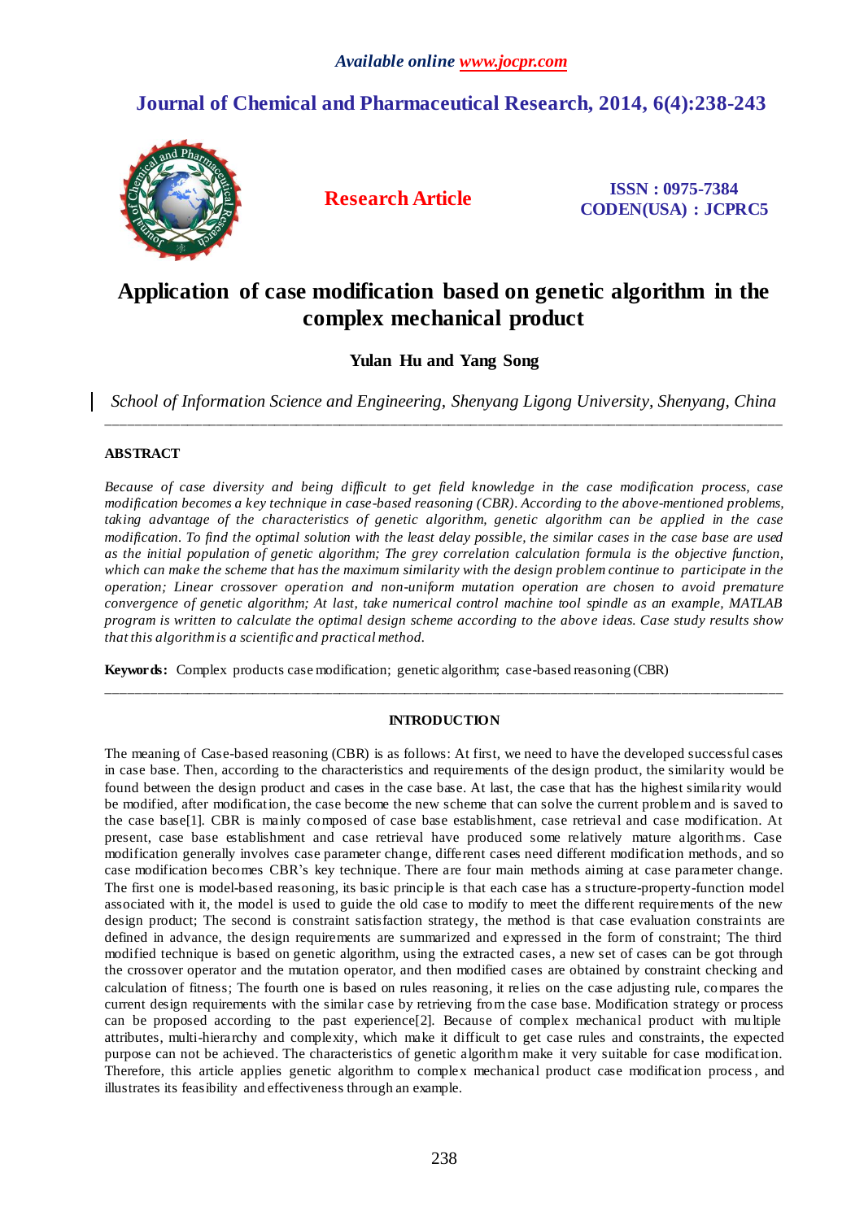*Available online www.jocpr.com*

## Journal of Chemical and Pharmaceutical Research, 2014, 6(4):238-243

**Research Article**

**ISSN : 0975-7384**
**CODEN(USA) : JCPRC5**

# Application of case modification based on genetic algorithm in the complex mechanical product

**Yulan Hu and Yang Song**

*School of Information Science and Engineering, Shenyang Ligong University, Shenyang, China*

---

### ABSTRACT

*Because of case diversity and being difficult to get field knowledge in the case modification process, case modification becomes a key technique in case-based reasoning (CBR). According to the above-mentioned problems, taking advantage of the characteristics of genetic algorithm, genetic algorithm can be applied in the case modification. To find the optimal solution with the least delay possible, the similar cases in the case base are used as the initial population of genetic algorithm; The grey correlation calculation formula is the objective function, which can make the scheme that has the maximum similarity with the design problem continue to participate in the operation; Linear crossover operation and non-uniform mutation operation are chosen to avoid premature convergence of genetic algorithm; At last, take numerical control machine tool spindle as an example, MATLAB program is written to calculate the optimal design scheme according to the above ideas. Case study results show that this algorithm is a scientific and practical method.*

**Keywords:** Complex products case modification; genetic algorithm; case-based reasoning (CBR)

---

### INTRODUCTION

The meaning of Case-based reasoning (CBR) is as follows: At first, we need to have the developed successful cases in case base. Then, according to the characteristics and requirements of the design product, the similarity would be found between the design product and cases in the case base. At last, the case that has the highest similarity would be modified, after modification, the case become the new scheme that can solve the current problem and is saved to the case base[1]. CBR is mainly composed of case base establishment, case retrieval and case modification. At present, case base establishment and case retrieval have produced some relatively mature algorithms. Case modification generally involves case parameter change, different cases need different modification methods, and so case modification becomes CBR's key technique. There are four main methods aiming at case parameter change. The first one is model-based reasoning, its basic principle is that each case has a structure-property-function model associated with it, the model is used to guide the old case to modify to meet the different requirements of the new design product; The second is constraint satisfaction strategy, the method is that case evaluation constraints are defined in advance, the design requirements are summarized and expressed in the form of constraint; The third modified technique is based on genetic algorithm, using the extracted cases, a new set of cases can be got through the crossover operator and the mutation operator, and then modified cases are obtained by constraint checking and calculation of fitness; The fourth one is based on rules reasoning, it relies on the case adjusting rule, compares the current design requirements with the similar case by retrieving from the case base. Modification strategy or process can be proposed according to the past experience[2]. Because of complex mechanical product with multiple attributes, multi-hierarchy and complexity, which make it difficult to get case rules and constraints, the expected purpose can not be achieved. The characteristics of genetic algorithm make it very suitable for case modification. Therefore, this article applies genetic algorithm to complex mechanical product case modification process, and illustrates its feasibility and effectiveness through an example.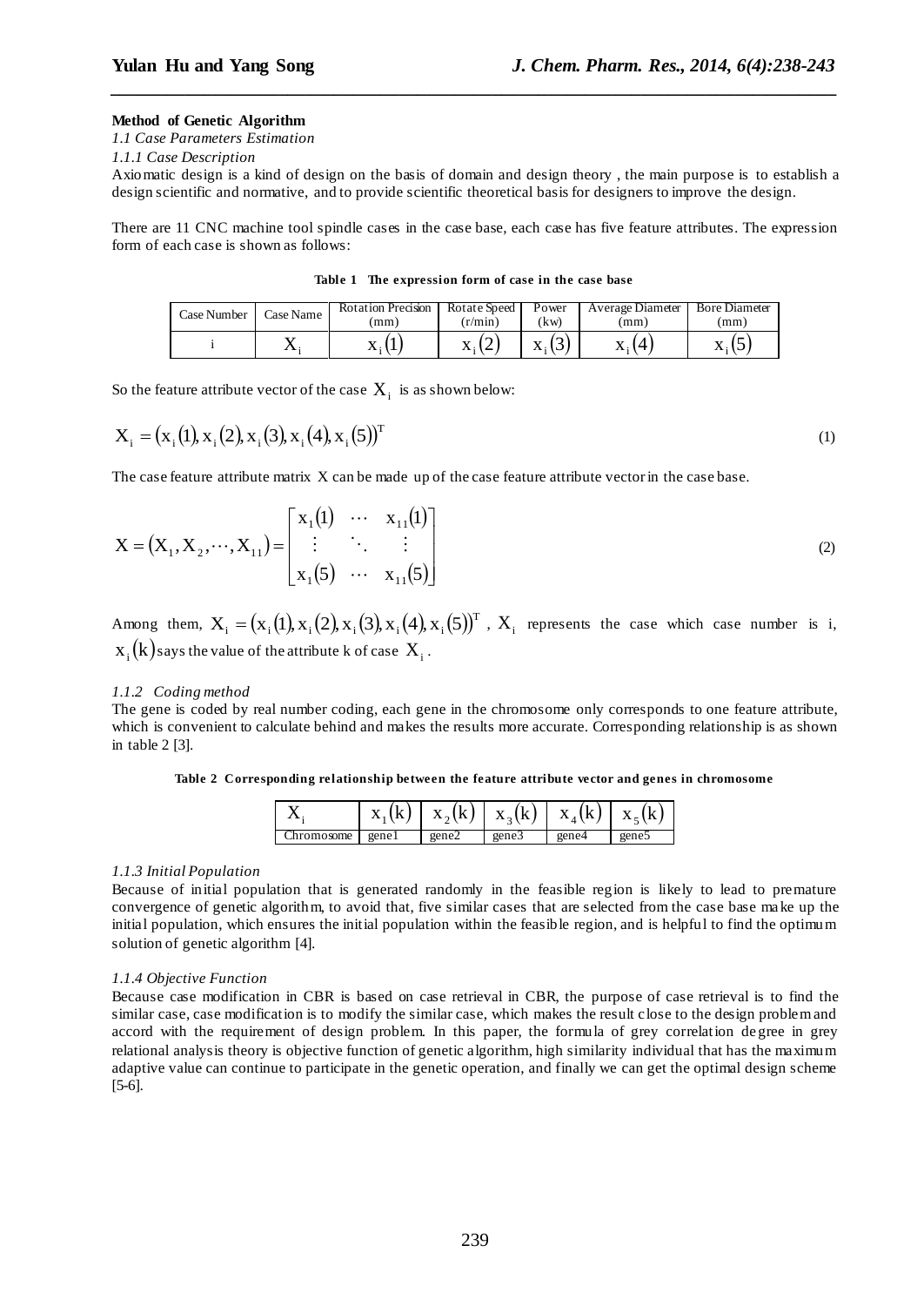**Method of Genetic Algorithm**

*1.1 Case Parameters Estimation*

*1.1.1 Case Description*

Axiomatic design is a kind of design on the basis of domain and design theory , the main purpose is to establish a design scientific and normative, and to provide scientific theoretical basis for designers to improve the design.

There are 11 CNC machine tool spindle cases in the case base, each case has five feature attributes. The expression form of each case is shown as follows:

**Table 1 The expression form of case in the case base**

| Case Number | Case Name | Rotation Precision (mm) | Rotate Speed (r/min) | Power (kw) | Average Diameter (mm) | Bore Diameter (mm) |
|---|---|---|---|---|---|---|
| i | $X_i$ | $x_i(1)$ | $x_i(2)$ | $x_i(3)$ | $x_i(4)$ | $x_i(5)$ |

So the feature attribute vector of the case $X_i$ is as shown below:

$$X_i = (x_i(1), x_i(2), x_i(3), x_i(4), x_i(5))^T \tag{1}$$

The case feature attribute matrix X can be made up of the case feature attribute vector in the case base.

$$X = (X_1, X_2, \cdots, X_{11}) = \begin{bmatrix} x_1(1) & \cdots & x_{11}(1) \\ \vdots & \ddots & \vdots \\ x_1(5) & \cdots & x_{11}(5) \end{bmatrix} \tag{2}$$

Among them, $X_i = (x_i(1), x_i(2), x_i(3), x_i(4), x_i(5))^T$ , $X_i$ represents the case which case number is i, $x_i(k)$ says the value of the attribute k of case $X_i$ .

*1.1.2 Coding method*

The gene is coded by real number coding, each gene in the chromosome only corresponds to one feature attribute, which is convenient to calculate behind and makes the results more accurate. Corresponding relationship is as shown in table 2 [3].

**Table 2 Corresponding relationship between the feature attribute vector and genes in chromosome**

| $X_i$ | $x_1(k)$ | $x_2(k)$ | $x_3(k)$ | $x_4(k)$ | $x_5(k)$ |
|---|---|---|---|---|---|
| Chromosome | gene1 | gene2 | gene3 | gene4 | gene5 |

*1.1.3 Initial Population*

Because of initial population that is generated randomly in the feasible region is likely to lead to premature convergence of genetic algorithm, to avoid that, five similar cases that are selected from the case base make up the initial population, which ensures the initial population within the feasible region, and is helpful to find the optimum solution of genetic algorithm [4].

*1.1.4 Objective Function*

Because case modification in CBR is based on case retrieval in CBR, the purpose of case retrieval is to find the similar case, case modification is to modify the similar case, which makes the result close to the design problem and accord with the requirement of design problem. In this paper, the formula of grey correlation degree in grey relational analysis theory is objective function of genetic algorithm, high similarity individual that has the maximum adaptive value can continue to participate in the genetic operation, and finally we can get the optimal design scheme [5-6].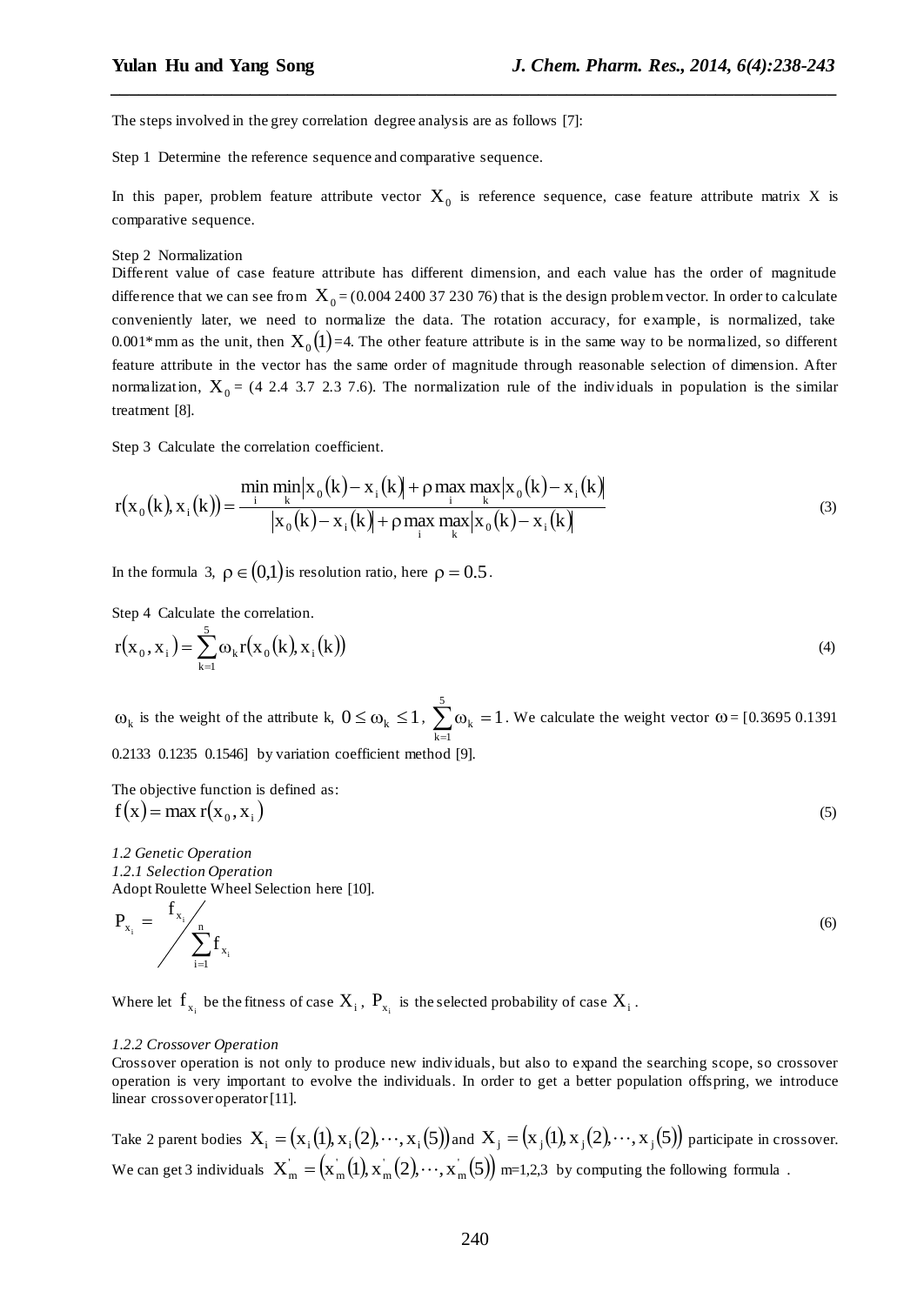The steps involved in the grey correlation degree analysis are as follows [7]:

Step 1 Determine the reference sequence and comparative sequence.

In this paper, problem feature attribute vector $X_0$ is reference sequence, case feature attribute matrix X is comparative sequence.

Step 2 Normalization

Different value of case feature attribute has different dimension, and each value has the order of magnitude difference that we can see from $X_0$ = (0.004 2400 37 230 76) that is the design problem vector. In order to calculate conveniently later, we need to normalize the data. The rotation accuracy, for example, is normalized, take 0.001* mm as the unit, then $X_0(1)$=4. The other feature attribute is in the same way to be normalized, so different feature attribute in the vector has the same order of magnitude through reasonable selection of dimension. After normalization, $X_0$ = (4 2.4 3.7 2.3 7.6). The normalization rule of the individuals in population is the similar treatment [8].

Step 3 Calculate the correlation coefficient.

$$r(x_0(k), x_i(k)) = \frac{\min_i \min_k |x_0(k) - x_i(k)| + \rho \max_i \max_k |x_0(k) - x_i(k)|}{|x_0(k) - x_i(k)| + \rho \max_i \max_k |x_0(k) - x_i(k)|} \tag{3}$$

In the formula 3, $\rho \in (0,1)$ is resolution ratio, here $\rho = 0.5$.

Step 4 Calculate the correlation.

$$r(x_0, x_i) = \sum_{k=1}^{5} \omega_k r(x_0(k), x_i(k)) \tag{4}$$

$\omega_k$ is the weight of the attribute k, $0 \le \omega_k \le 1$, $\sum_{k=1}^{5} \omega_k = 1$. We calculate the weight vector $\omega$ = [0.3695 0.1391 0.2133 0.1235 0.1546] by variation coefficient method [9].

The objective function is defined as:

$$f(x) = \max r(x_0, x_i) \tag{5}$$

*1.2 Genetic Operation*

*1.2.1 Selection Operation*

Adopt Roulette Wheel Selection here [10].

$$P_{x_i} = f_{x_i} \Big/ \sum_{i=1}^{n} f_{x_i} \tag{6}$$

Where let $f_{x_i}$ be the fitness of case $X_i$, $P_{x_i}$ is the selected probability of case $X_i$.

*1.2.2 Crossover Operation*

Crossover operation is not only to produce new individuals, but also to expand the searching scope, so crossover operation is very important to evolve the individuals. In order to get a better population offspring, we introduce linear crossover operator [11].

Take 2 parent bodies $X_i = (x_i(1), x_i(2), \cdots, x_i(5))$ and $X_j = (x_j(1), x_j(2), \cdots, x_j(5))$ participate in crossover. We can get 3 individuals $X_m^{'} = (x_m^{'}(1), x_m^{'}(2), \cdots, x_m^{'}(5))$ m=1,2,3 by computing the following formula .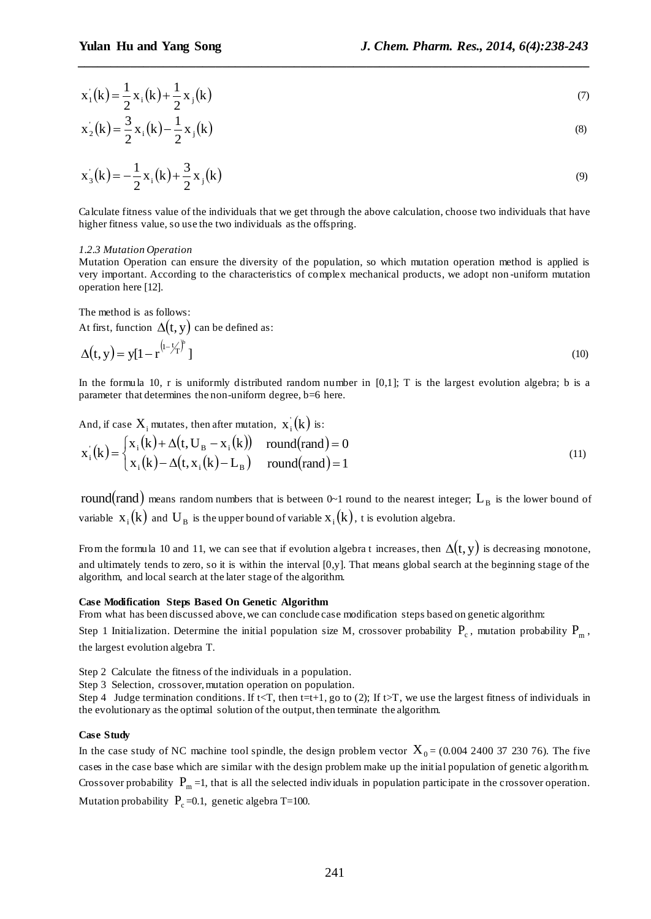$$x_1'(k) = \frac{1}{2}x_i(k) + \frac{1}{2}x_j(k) \tag{7}$$

$$x_2'(k) = \frac{3}{2}x_i(k) - \frac{1}{2}x_j(k) \tag{8}$$

$$x_3'(k) = -\frac{1}{2}x_i(k) + \frac{3}{2}x_j(k) \tag{9}$$

Calculate fitness value of the individuals that we get through the above calculation, choose two individuals that have higher fitness value, so use the two individuals as the offspring.

*1.2.3 Mutation Operation*

Mutation Operation can ensure the diversity of the population, so which mutation operation method is applied is very important. According to the characteristics of complex mechanical products, we adopt non-uniform mutation operation here [12].

The method is as follows:

At first, function $\Delta(t, y)$ can be defined as:

$$\Delta(t, y) = y[1 - r^{\left(1 - t/T\right)^b}] \tag{10}$$

In the formula 10, r is uniformly distributed random number in [0,1]; T is the largest evolution algebra; b is a parameter that determines the non-uniform degree, b=6 here.

And, if case $X_i$ mutates, then after mutation, $x_i'(k)$ is:

$$x_i'(k) = \begin{cases} x_i(k) + \Delta(t, U_B - x_i(k)) & \text{round(rand)} = 0 \\ x_i(k) - \Delta(t, x_i(k) - L_B) & \text{round(rand)} = 1 \end{cases} \tag{11}$$

round(rand) means random numbers that is between 0~1 round to the nearest integer; $L_B$ is the lower bound of variable $x_i(k)$ and $U_B$ is the upper bound of variable $x_i(k)$, t is evolution algebra.

From the formula 10 and 11, we can see that if evolution algebra t increases, then $\Delta(t, y)$ is decreasing monotone, and ultimately tends to zero, so it is within the interval [0,y]. That means global search at the beginning stage of the algorithm, and local search at the later stage of the algorithm.

**Case Modification Steps Based On Genetic Algorithm**

From what has been discussed above, we can conclude case modification steps based on genetic algorithm:

Step 1 Initialization. Determine the initial population size M, crossover probability $P_c$, mutation probability $P_m$, the largest evolution algebra T.

Step 2 Calculate the fitness of the individuals in a population.

Step 3 Selection, crossover, mutation operation on population.

Step 4 Judge termination conditions. If t<T, then t=t+1, go to (2); If t>T, we use the largest fitness of individuals in the evolutionary as the optimal solution of the output, then terminate the algorithm.

**Case Study**

In the case study of NC machine tool spindle, the design problem vector $X_0$ = (0.004 2400 37 230 76). The five cases in the case base which are similar with the design problem make up the initial population of genetic algorithm. Crossover probability $P_m$ =1, that is all the selected individuals in population participate in the crossover operation. Mutation probability $P_c$ =0.1, genetic algebra T=100.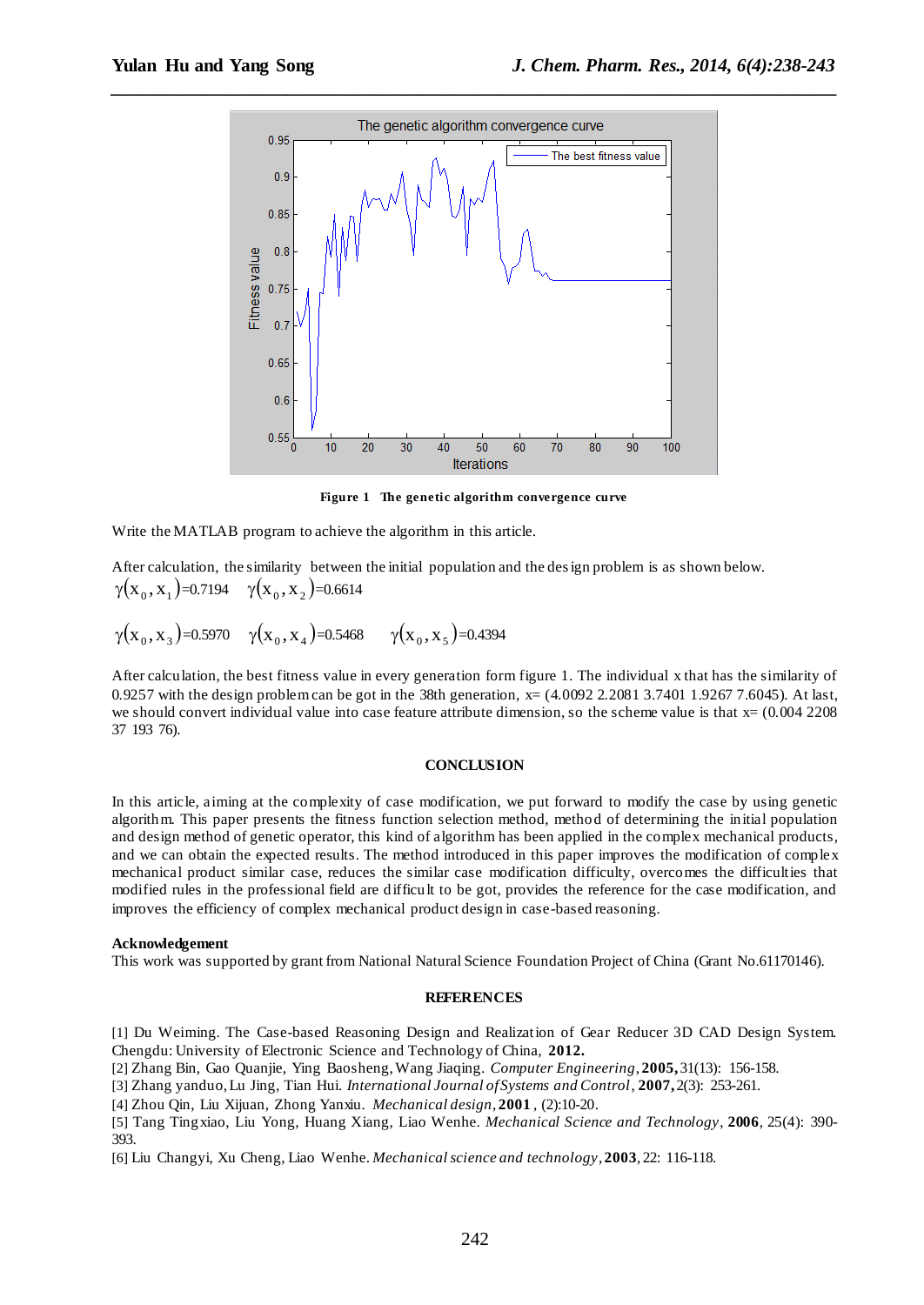**Figure 1 The genetic algorithm convergence curve**

Write the MATLAB program to achieve the algorithm in this article.

After calculation, the similarity between the initial population and the design problem is as shown below.

$\gamma(x_0, x_1)$=0.7194 $\gamma(x_0, x_2)$=0.6614

$\gamma(x_0, x_3)$=0.5970 $\gamma(x_0, x_4)$=0.5468 $\gamma(x_0, x_5)$=0.4394

After calculation, the best fitness value in every generation form figure 1. The individual x that has the similarity of 0.9257 with the design problem can be got in the 38th generation, x= (4.0092 2.2081 3.7401 1.9267 7.6045). At last, we should convert individual value into case feature attribute dimension, so the scheme value is that x= (0.004 2208 37 193 76).

## CONCLUSION

In this article, aiming at the complexity of case modification, we put forward to modify the case by using genetic algorithm. This paper presents the fitness function selection method, method of determining the initial population and design method of genetic operator, this kind of algorithm has been applied in the complex mechanical products, and we can obtain the expected results. The method introduced in this paper improves the modification of complex mechanical product similar case, reduces the similar case modification difficulty, overcomes the difficulties that modified rules in the professional field are difficult to be got, provides the reference for the case modification, and improves the efficiency of complex mechanical product design in case-based reasoning.

**Acknowledgement**

This work was supported by grant from National Natural Science Foundation Project of China (Grant No.61170146).

## REFERENCES

[1] Du Weiming. The Case-based Reasoning Design and Realization of Gear Reducer 3D CAD Design System. Chengdu: University of Electronic Science and Technology of China, **2012.**

[2] Zhang Bin, Gao Quanjie, Ying Baosheng, Wang Jiaqing. *Computer Engineering*, **2005,** 31(13): 156-158.

[3] Zhang yanduo, Lu Jing, Tian Hui. *International Journal of Systems and Control*, **2007,** 2(3): 253-261.

[4] Zhou Qin, Liu Xijuan, Zhong Yanxiu. *Mechanical design*, **2001** , (2):10-20.

[5] Tang Tingxiao, Liu Yong, Huang Xiang, Liao Wenhe. *Mechanical Science and Technology*, **2006**, 25(4): 390-393.

[6] Liu Changyi, Xu Cheng, Liao Wenhe. *Mechanical science and technology*, **2003**, 22: 116-118.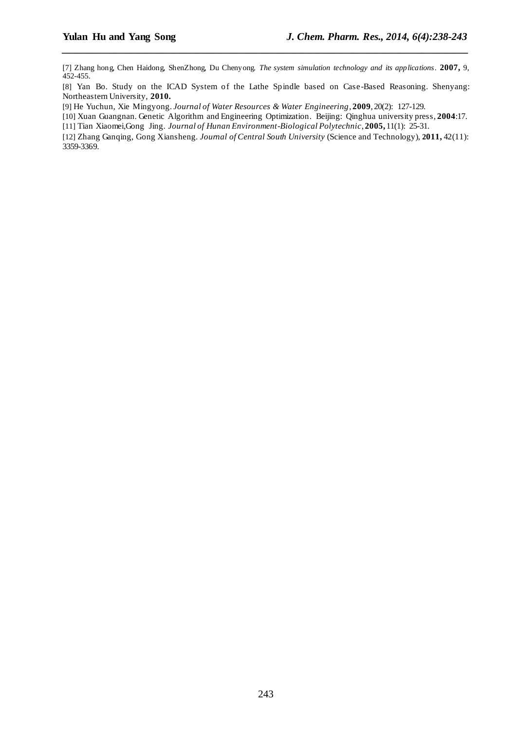[7] Zhang hong, Chen Haidong, ShenZhong, Du Chenyong. *The system simulation technology and its applications*. **2007,** 9, 452-455.

[8] Yan Bo. Study on the ICAD System of the Lathe Spindle based on Case-Based Reasoning. Shenyang: Northeastern University, **2010.**

[9] He Yuchun, Xie Mingyong. *Journal of Water Resources & Water Engineering*, **2009**, 20(2): 127-129.

[10] Xuan Guangnan. Genetic Algorithm and Engineering Optimization. Beijing: Qinghua university press, **2004**:17.

[11] Tian Xiaomei,Gong Jing. *Journal of Hunan Environment-Biological Polytechnic*, **2005,** 11(1): 25-31.

[12] Zhang Ganqing, Gong Xiansheng. *Journal of Central South University* (Science and Technology), **2011,** 42(11): 3359-3369.